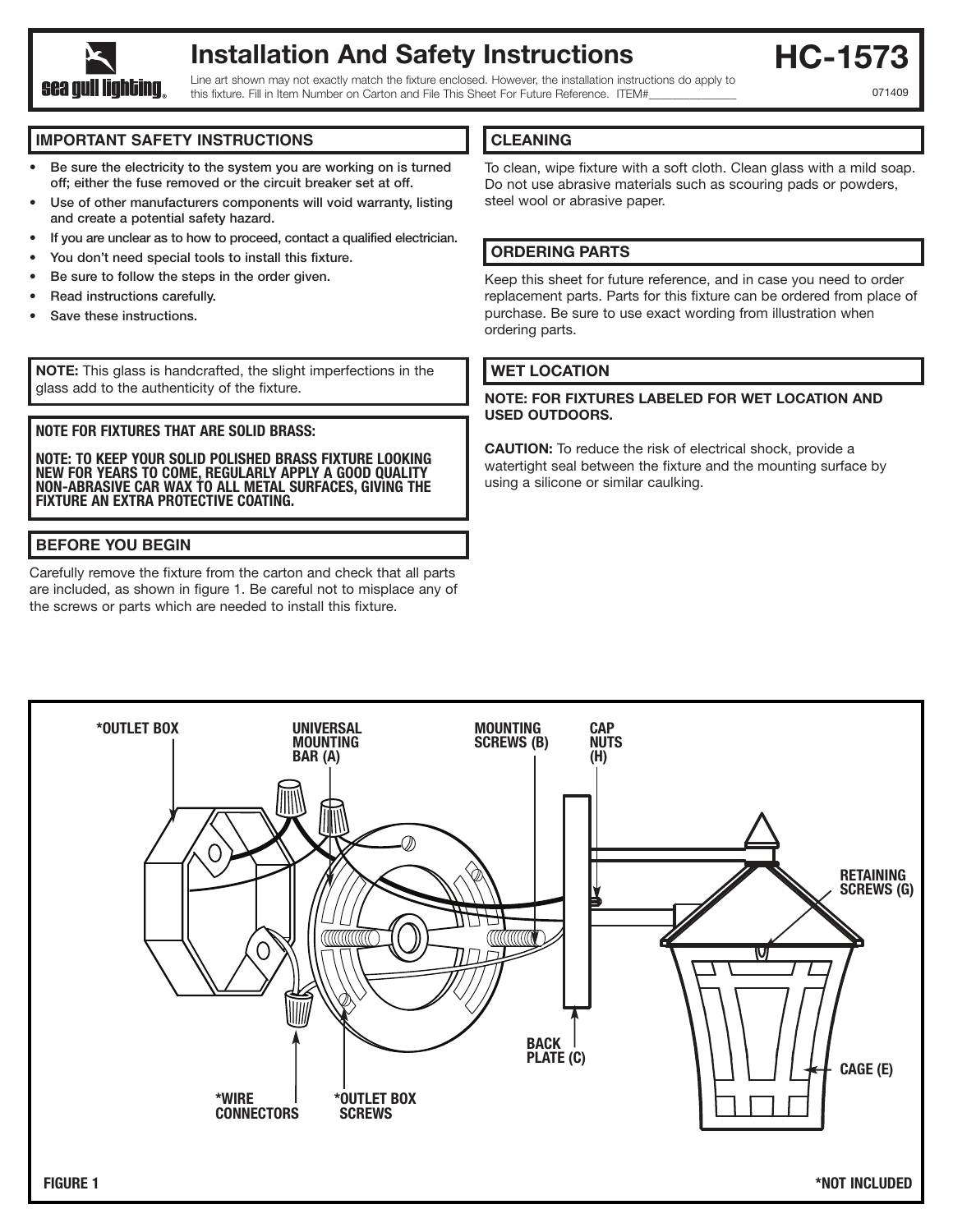# Installation And Safety Instructions

**HC-1573**

Line art shown may not exactly match the fixture enclosed. However, the installation instructions do apply to this fixture. Fill in Item Number on Carton and File This Sheet For Future Reference. ITEM#______________

071409

## IMPORTANT SAFETY INSTRUCTIONS

- **Be sure the electricity to the system you are working on is turned off; either the fuse removed or the circuit breaker set at off.**
- **Use of other manufacturers components will void warranty, listing and create a potential safety hazard.**
- **If you are unclear as to how to proceed, contact a qualified electrician.**
- **You don't need special tools to install this fixture.**
- **Be sure to follow the steps in the order given.**
- **Read instructions carefully.**
- **Save these instructions.**

**NOTE:** This glass is handcrafted, the slight imperfections in the glass add to the authenticity of the fixture.

**NOTE FOR FIXTURES THAT ARE SOLID BRASS:**

**NOTE: TO KEEP YOUR SOLID POLISHED BRASS FIXTURE LOOKING NEW FOR YEARS TO COME, REGULARLY APPLY A GOOD QUALITY NON-ABRASIVE CAR WAX TO ALL METAL SURFACES, GIVING THE FIXTURE AN EXTRA PROTECTIVE COATING.**

## BEFORE YOU BEGIN

Carefully remove the fixture from the carton and check that all parts are included, as shown in figure 1. Be careful not to misplace any of the screws or parts which are needed to install this fixture.

## CLEANING

To clean, wipe fixture with a soft cloth. Clean glass with a mild soap. Do not use abrasive materials such as scouring pads or powders, steel wool or abrasive paper.

## ORDERING PARTS

Keep this sheet for future reference, and in case you need to order replacement parts. Parts for this fixture can be ordered from place of purchase. Be sure to use exact wording from illustration when ordering parts.

## WET LOCATION

**NOTE: FOR FIXTURES LABELED FOR WET LOCATION AND USED OUTDOORS.**

**CAUTION:** To reduce the risk of electrical shock, provide a watertight seal between the fixture and the mounting surface by using a silicone or similar caulking.

*OUTLET BOX — UNIVERSAL MOUNTING BAR (A) — MOUNTING SCREWS (B) — CAP NUTS (H) — RETAINING SCREWS (G) — BACK PLATE (C) — CAGE (E) — *WIRE CONNECTORS — *OUTLET BOX SCREWS

FIGURE 1

*NOT INCLUDED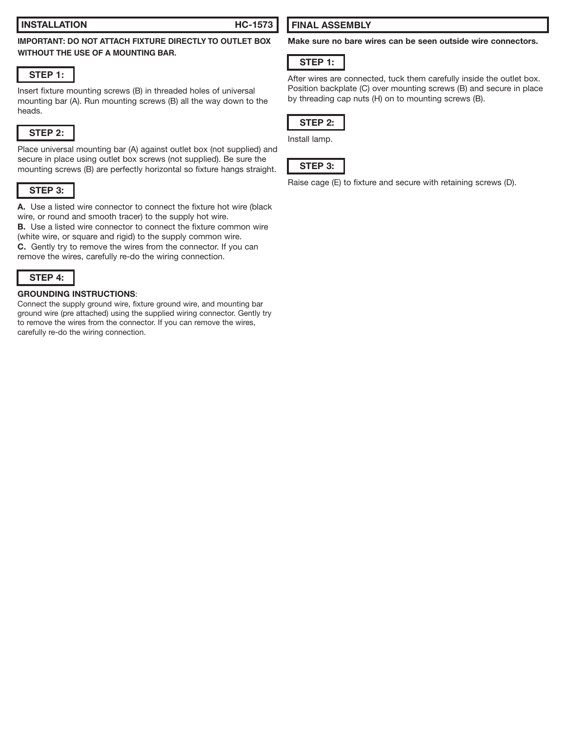## INSTALLATION HC-1573

**IMPORTANT: DO NOT ATTACH FIXTURE DIRECTLY TO OUTLET BOX WITHOUT THE USE OF A MOUNTING BAR.**

### STEP 1:

Insert fixture mounting screws (B) in threaded holes of universal mounting bar (A). Run mounting screws (B) all the way down to the heads.

### STEP 2:

Place universal mounting bar (A) against outlet box (not supplied) and secure in place using outlet box screws (not supplied). Be sure the mounting screws (B) are perfectly horizontal so fixture hangs straight.

### STEP 3:

**A.** Use a listed wire connector to connect the fixture hot wire (black wire, or round and smooth tracer) to the supply hot wire.
**B.** Use a listed wire connector to connect the fixture common wire (white wire, or square and rigid) to the supply common wire.
**C.** Gently try to remove the wires from the connector. If you can remove the wires, carefully re-do the wiring connection.

### STEP 4:

**GROUNDING INSTRUCTIONS**:
Connect the supply ground wire, fixture ground wire, and mounting bar ground wire (pre attached) using the supplied wiring connector. Gently try to remove the wires from the connector. If you can remove the wires, carefully re-do the wiring connection.

## FINAL ASSEMBLY

**Make sure no bare wires can be seen outside wire connectors.**

### STEP 1:

After wires are connected, tuck them carefully inside the outlet box. Position backplate (C) over mounting screws (B) and secure in place by threading cap nuts (H) on to mounting screws (B).

### STEP 2:

Install lamp.

### STEP 3:

Raise cage (E) to fixture and secure with retaining screws (D).